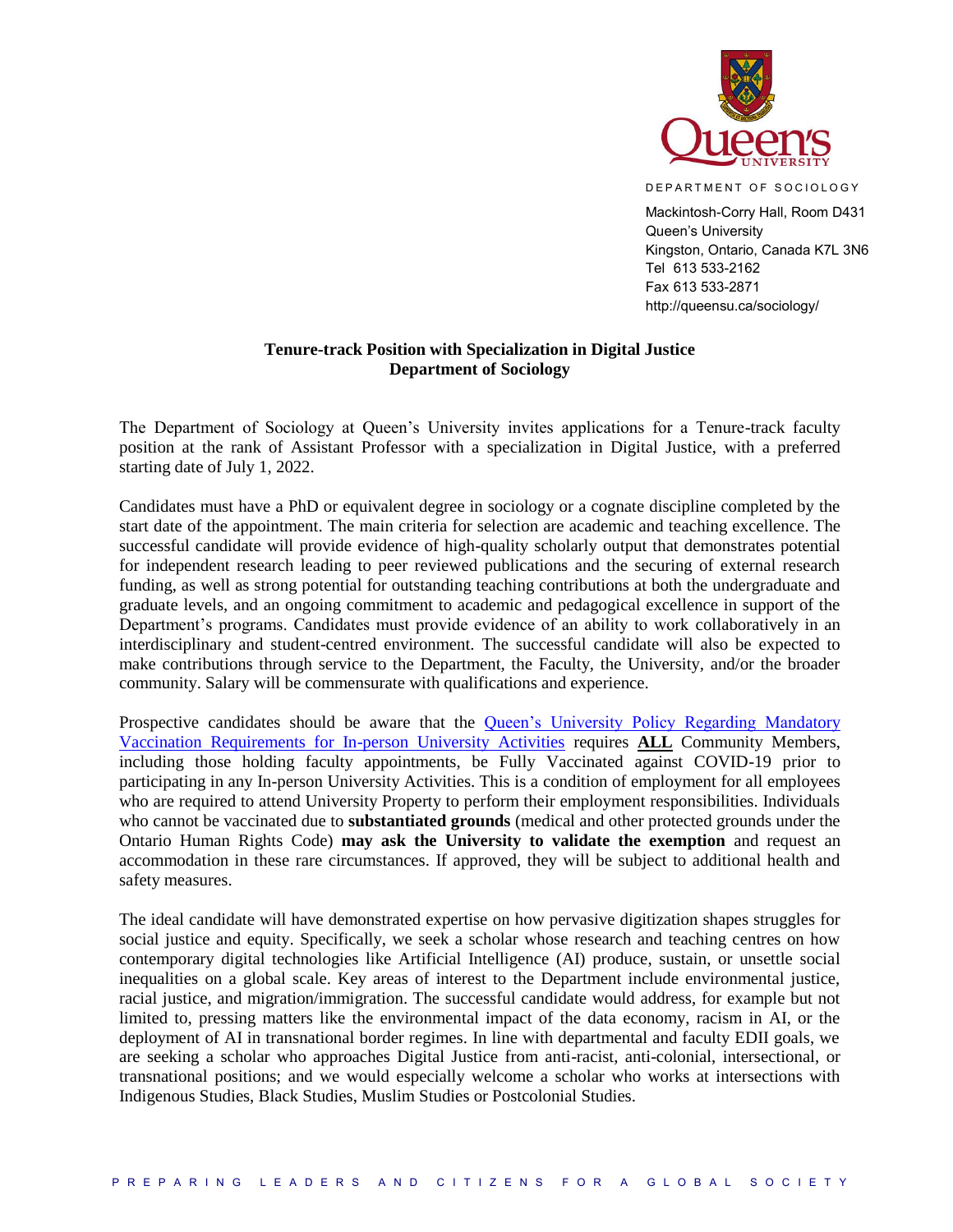DEPARTMENT OF SOCIOLOGY

Mackintosh-Corry Hall, Room D431
Queen's University
Kingston, Ontario, Canada K7L 3N6
Tel 613 533-2162
Fax 613 533-2871
http://queensu.ca/sociology/

**Tenure-track Position with Specialization in Digital Justice**
**Department of Sociology**

The Department of Sociology at Queen's University invites applications for a Tenure-track faculty position at the rank of Assistant Professor with a specialization in Digital Justice, with a preferred starting date of July 1, 2022.

Candidates must have a PhD or equivalent degree in sociology or a cognate discipline completed by the start date of the appointment. The main criteria for selection are academic and teaching excellence. The successful candidate will provide evidence of high-quality scholarly output that demonstrates potential for independent research leading to peer reviewed publications and the securing of external research funding, as well as strong potential for outstanding teaching contributions at both the undergraduate and graduate levels, and an ongoing commitment to academic and pedagogical excellence in support of the Department's programs. Candidates must provide evidence of an ability to work collaboratively in an interdisciplinary and student-centred environment. The successful candidate will also be expected to make contributions through service to the Department, the Faculty, the University, and/or the broader community. Salary will be commensurate with qualifications and experience.

Prospective candidates should be aware that the Queen's University Policy Regarding Mandatory Vaccination Requirements for In-person University Activities requires **ALL** Community Members, including those holding faculty appointments, be Fully Vaccinated against COVID-19 prior to participating in any In-person University Activities. This is a condition of employment for all employees who are required to attend University Property to perform their employment responsibilities. Individuals who cannot be vaccinated due to **substantiated grounds** (medical and other protected grounds under the Ontario Human Rights Code) **may ask the University to validate the exemption** and request an accommodation in these rare circumstances. If approved, they will be subject to additional health and safety measures.

The ideal candidate will have demonstrated expertise on how pervasive digitization shapes struggles for social justice and equity. Specifically, we seek a scholar whose research and teaching centres on how contemporary digital technologies like Artificial Intelligence (AI) produce, sustain, or unsettle social inequalities on a global scale. Key areas of interest to the Department include environmental justice, racial justice, and migration/immigration. The successful candidate would address, for example but not limited to, pressing matters like the environmental impact of the data economy, racism in AI, or the deployment of AI in transnational border regimes. In line with departmental and faculty EDII goals, we are seeking a scholar who approaches Digital Justice from anti-racist, anti-colonial, intersectional, or transnational positions; and we would especially welcome a scholar who works at intersections with Indigenous Studies, Black Studies, Muslim Studies or Postcolonial Studies.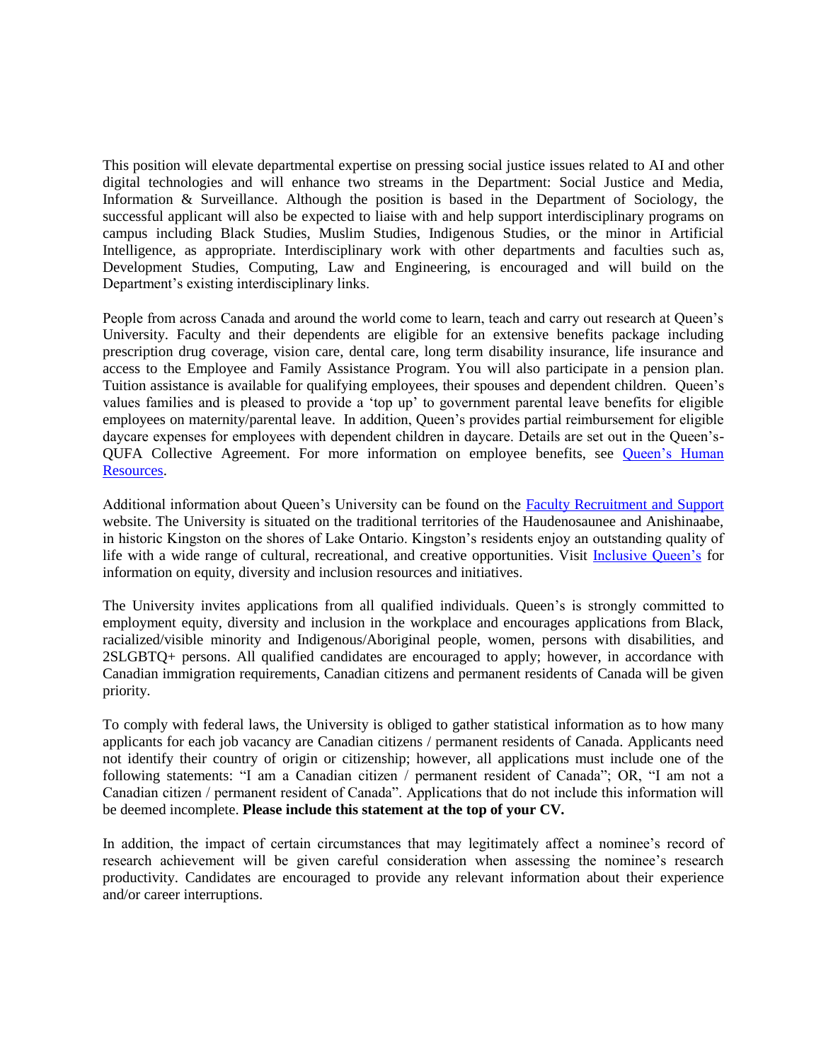This position will elevate departmental expertise on pressing social justice issues related to AI and other digital technologies and will enhance two streams in the Department: Social Justice and Media, Information & Surveillance. Although the position is based in the Department of Sociology, the successful applicant will also be expected to liaise with and help support interdisciplinary programs on campus including Black Studies, Muslim Studies, Indigenous Studies, or the minor in Artificial Intelligence, as appropriate. Interdisciplinary work with other departments and faculties such as, Development Studies, Computing, Law and Engineering, is encouraged and will build on the Department's existing interdisciplinary links.

People from across Canada and around the world come to learn, teach and carry out research at Queen's University. Faculty and their dependents are eligible for an extensive benefits package including prescription drug coverage, vision care, dental care, long term disability insurance, life insurance and access to the Employee and Family Assistance Program. You will also participate in a pension plan. Tuition assistance is available for qualifying employees, their spouses and dependent children. Queen's values families and is pleased to provide a 'top up' to government parental leave benefits for eligible employees on maternity/parental leave. In addition, Queen's provides partial reimbursement for eligible daycare expenses for employees with dependent children in daycare. Details are set out in the Queen's-QUFA Collective Agreement. For more information on employee benefits, see Queen's Human Resources.

Additional information about Queen's University can be found on the Faculty Recruitment and Support website. The University is situated on the traditional territories of the Haudenosaunee and Anishinaabe, in historic Kingston on the shores of Lake Ontario. Kingston's residents enjoy an outstanding quality of life with a wide range of cultural, recreational, and creative opportunities. Visit Inclusive Queen's for information on equity, diversity and inclusion resources and initiatives.

The University invites applications from all qualified individuals. Queen's is strongly committed to employment equity, diversity and inclusion in the workplace and encourages applications from Black, racialized/visible minority and Indigenous/Aboriginal people, women, persons with disabilities, and 2SLGBTQ+ persons. All qualified candidates are encouraged to apply; however, in accordance with Canadian immigration requirements, Canadian citizens and permanent residents of Canada will be given priority.

To comply with federal laws, the University is obliged to gather statistical information as to how many applicants for each job vacancy are Canadian citizens / permanent residents of Canada. Applicants need not identify their country of origin or citizenship; however, all applications must include one of the following statements: "I am a Canadian citizen / permanent resident of Canada"; OR, "I am not a Canadian citizen / permanent resident of Canada". Applications that do not include this information will be deemed incomplete. **Please include this statement at the top of your CV.**

In addition, the impact of certain circumstances that may legitimately affect a nominee's record of research achievement will be given careful consideration when assessing the nominee's research productivity. Candidates are encouraged to provide any relevant information about their experience and/or career interruptions.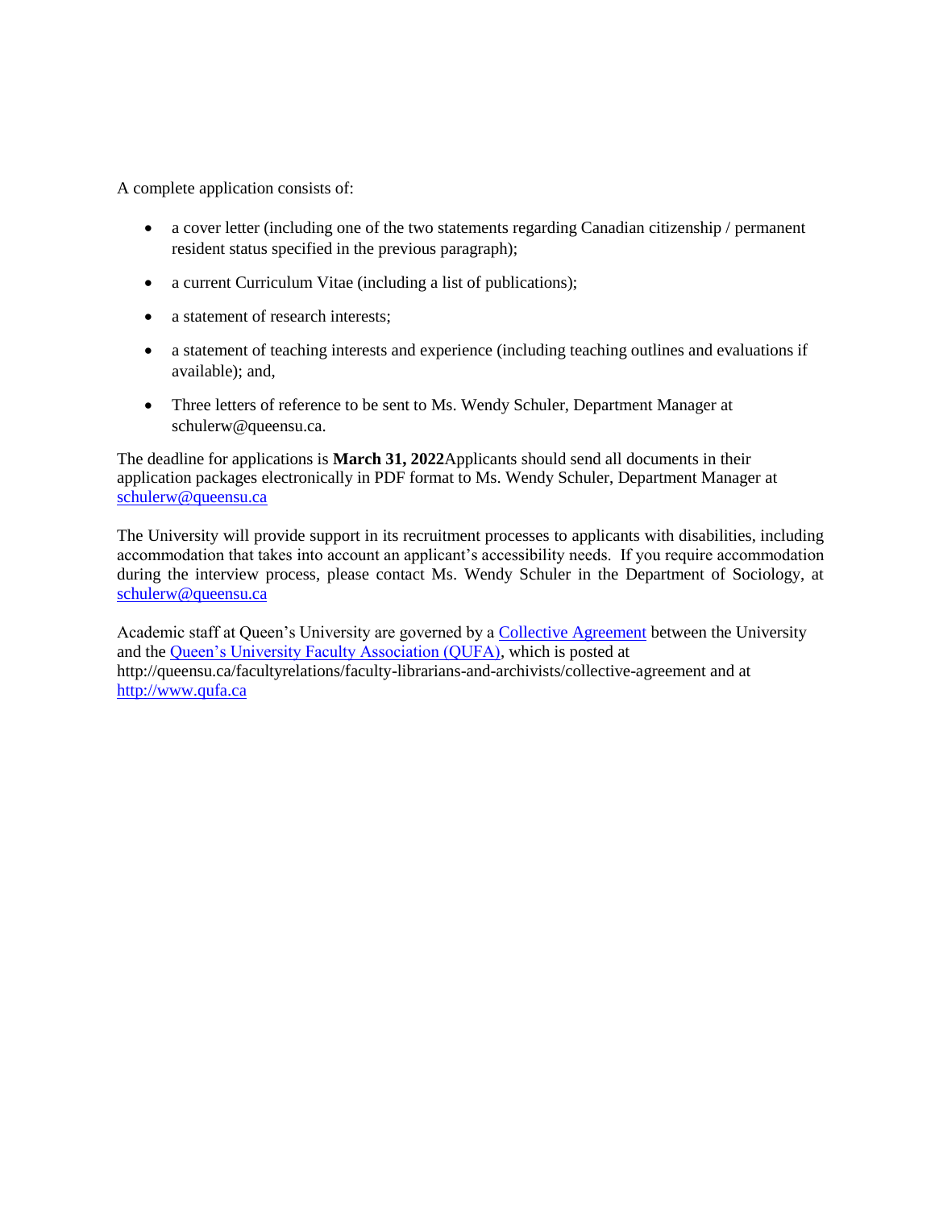A complete application consists of:

- a cover letter (including one of the two statements regarding Canadian citizenship / permanent resident status specified in the previous paragraph);
- a current Curriculum Vitae (including a list of publications);
- a statement of research interests;
- a statement of teaching interests and experience (including teaching outlines and evaluations if available); and,
- Three letters of reference to be sent to Ms. Wendy Schuler, Department Manager at schulerw@queensu.ca.

The deadline for applications is **March 31, 2022**Applicants should send all documents in their application packages electronically in PDF format to Ms. Wendy Schuler, Department Manager at schulerw@queensu.ca

The University will provide support in its recruitment processes to applicants with disabilities, including accommodation that takes into account an applicant's accessibility needs. If you require accommodation during the interview process, please contact Ms. Wendy Schuler in the Department of Sociology, at schulerw@queensu.ca

Academic staff at Queen's University are governed by a Collective Agreement between the University and the Queen's University Faculty Association (QUFA), which is posted at http://queensu.ca/facultyrelations/faculty-librarians-and-archivists/collective-agreement and at http://www.qufa.ca